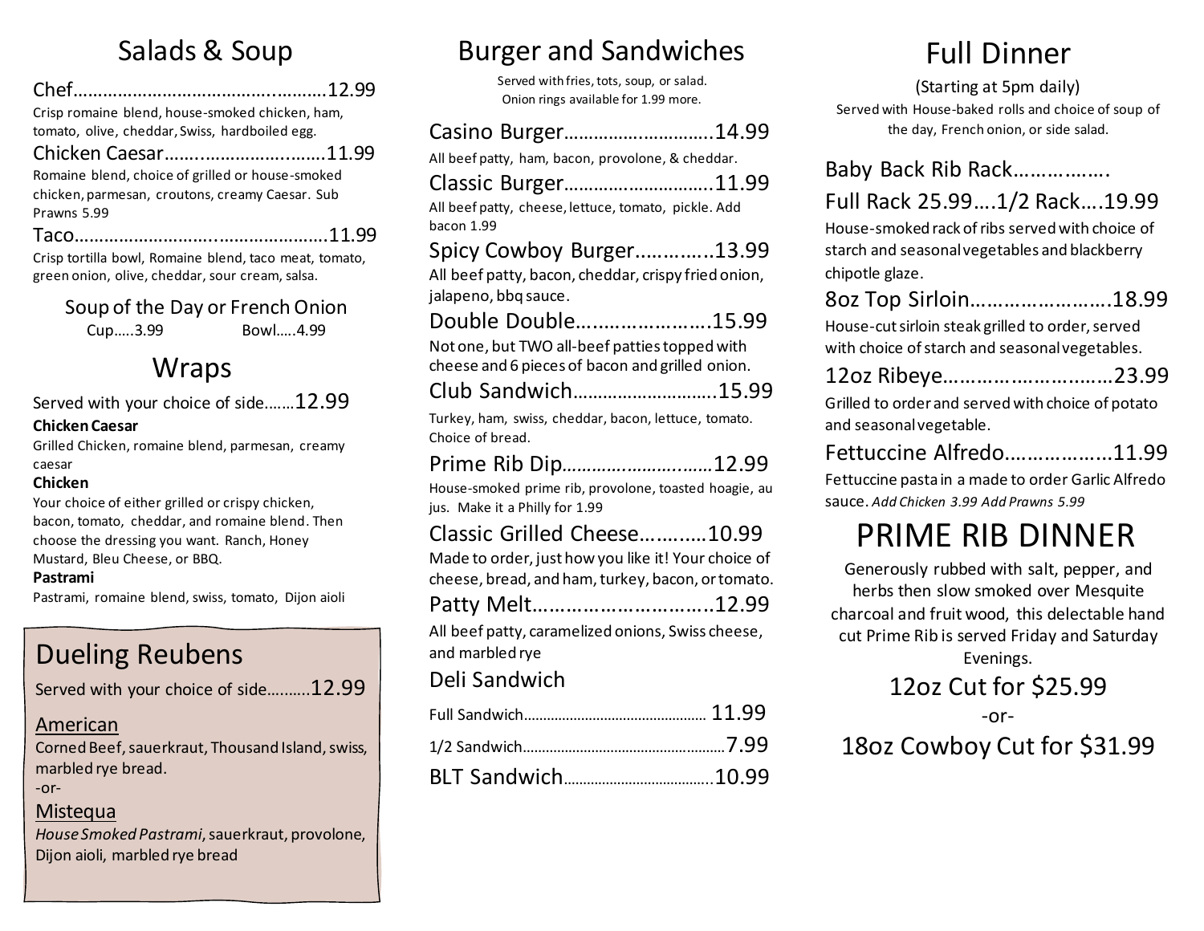## Salads & Soup

**Chef……………………………………………12.99**
Crisp romaine blend, house-smoked chicken, ham, tomato, olive, cheddar, Swiss, hardboiled egg.

**Chicken Caesar………………………………11.99**
Romaine blend, choice of grilled or house-smoked chicken, parmesan, croutons, creamy Caesar. Sub Prawns 5.99

**Taco……………………………………………11.99**
Crisp tortilla bowl, Romaine blend, taco meat, tomato, green onion, olive, cheddar, sour cream, salsa.

**Soup of the Day or French Onion**
Cup…..3.99 Bowl…..4.99

## Wraps

Served with your choice of side……12.99

**Chicken Caesar**
Grilled Chicken, romaine blend, parmesan, creamy caesar

**Chicken**
Your choice of either grilled or crispy chicken, bacon, tomato, cheddar, and romaine blend. Then choose the dressing you want. Ranch, Honey Mustard, Bleu Cheese, or BBQ.

**Pastrami**
Pastrami, romaine blend, swiss, tomato, Dijon aioli

## Dueling Reubens

Served with your choice of side……….12.99

**American**
Corned Beef, sauerkraut, Thousand Island, swiss, marbled rye bread.

-or-

**Mistequa**
*House Smoked Pastrami*, sauerkraut, provolone, Dijon aioli, marbled rye bread

## Burger and Sandwiches

Served with fries, tots, soup, or salad.
Onion rings available for 1.99 more.

**Casino Burger………………………….14.99**
All beef patty, ham, bacon, provolone, & cheddar.

**Classic Burger………………………..11.99**
All beef patty, cheese, lettuce, tomato, pickle. Add bacon 1.99

**Spicy Cowboy Burger…………..13.99**
All beef patty, bacon, cheddar, crispy fried onion, jalapeno, bbq sauce.

**Double Double……………………15.99**
Not one, but TWO all-beef patties topped with cheese and 6 pieces of bacon and grilled onion.

**Club Sandwich……………………….15.99**
Turkey, ham, swiss, cheddar, bacon, lettuce, tomato. Choice of bread.

**Prime Rib Dip………………………12.99**
House-smoked prime rib, provolone, toasted hoagie, au jus. Make it a Philly for 1.99

**Classic Grilled Cheese………..10.99**
Made to order, just how you like it! Your choice of cheese, bread, and ham, turkey, bacon, or tomato.

**Patty Melt………………………….12.99**
All beef patty, caramelized onions, Swiss cheese, and marbled rye

**Deli Sandwich**
Full Sandwich…………………………………… 11.99
1/2 Sandwich……………………………………7.99

**BLT Sandwich……………………………10.99**

## Full Dinner

(Starting at 5pm daily)
Served with House-baked rolls and choice of soup of the day, French onion, or side salad.

**Baby Back Rib Rack……………….**
**Full Rack 25.99….1/2 Rack….19.99**
House-smoked rack of ribs served with choice of starch and seasonal vegetables and blackberry chipotle glaze.

**8oz Top Sirloin…………………….18.99**
House-cut sirloin steak grilled to order, served with choice of starch and seasonal vegetables.

**12oz Ribeye…………………………23.99**
Grilled to order and served with choice of potato and seasonal vegetable.

**Fettuccine Alfredo………………11.99**
Fettuccine pasta in a made to order Garlic Alfredo sauce. *Add Chicken 3.99 Add Prawns 5.99*

## PRIME RIB DINNER

Generously rubbed with salt, pepper, and herbs then slow smoked over Mesquite charcoal and fruit wood, this delectable hand cut Prime Rib is served Friday and Saturday Evenings.

12oz Cut for $25.99

-or-

18oz Cowboy Cut for $31.99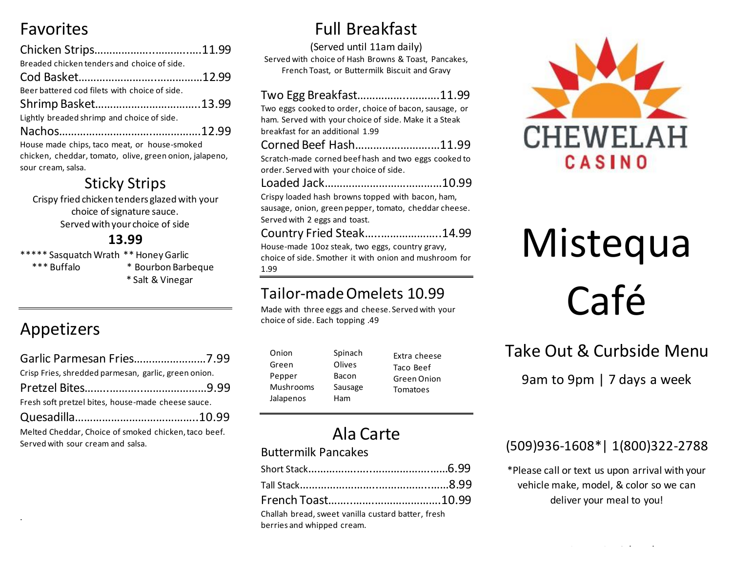## Favorites

Chicken Strips………………………………11.99
Breaded chicken tenders and choice of side.

Cod Basket……………………………………12.99
Beer battered cod filets with choice of side.

Shrimp Basket………………………………..13.99
Lightly breaded shrimp and choice of side.

Nachos…………………………………………12.99
House made chips, taco meat, or house-smoked chicken, cheddar, tomato, olive, green onion, jalapeno, sour cream, salsa.

### Sticky Strips

Crispy fried chicken tenders glazed with your choice of signature sauce.
Served with your choice of side

**13.99**

***** Sasquatch Wrath
** Honey Garlic
*** Buffalo
* Bourbon Barbeque
* Salt & Vinegar

## Appetizers

Garlic Parmesan Fries……………………7.99
Crisp Fries, shredded parmesan, garlic, green onion.

Pretzel Bites…………………………………9.99
Fresh soft pretzel bites, house-made cheese sauce.

Quesadilla……………………………………10.99
Melted Cheddar, Choice of smoked chicken, taco beef. Served with sour cream and salsa.

## Full Breakfast

(Served until 11am daily)
Served with choice of Hash Browns & Toast, Pancakes, French Toast, or Buttermilk Biscuit and Gravy

Two Egg Breakfast…………………………11.99
Two eggs cooked to order, choice of bacon, sausage, or ham. Served with your choice of side. Make it a Steak breakfast for an additional 1.99

Corned Beef Hash……………………….11.99
Scratch-made corned beef hash and two eggs cooked to order. Served with your choice of side.

Loaded Jack…………………………………10.99
Crispy loaded hash browns topped with bacon, ham, sausage, onion, green pepper, tomato, cheddar cheese. Served with 2 eggs and toast.

Country Fried Steak……………………14.99
House-made 10oz steak, two eggs, country gravy, choice of side. Smother it with onion and mushroom for 1.99

## Tailor-made Omelets 10.99

Made with three eggs and cheese. Served with your choice of side. Each topping .49

Onion
Green Pepper
Mushrooms
Jalapenos
Spinach
Olives
Bacon
Sausage
Ham
Extra cheese
Taco Beef
Green Onion
Tomatoes

## Ala Carte

### Buttermilk Pancakes

Short Stack……………………………………6.99
Tall Stack………………………………………8.99
French Toast…………………………………10.99
Challah bread, sweet vanilla custard batter, fresh berries and whipped cream.

CHEWELAH CASINO

# Mistequa Café

## Take Out & Curbside Menu

9am to 9pm | 7 days a week

(509)936-1608*| 1(800)322-2788

*Please call or text us upon arrival with your vehicle make, model, & color so we can deliver your meal to you!